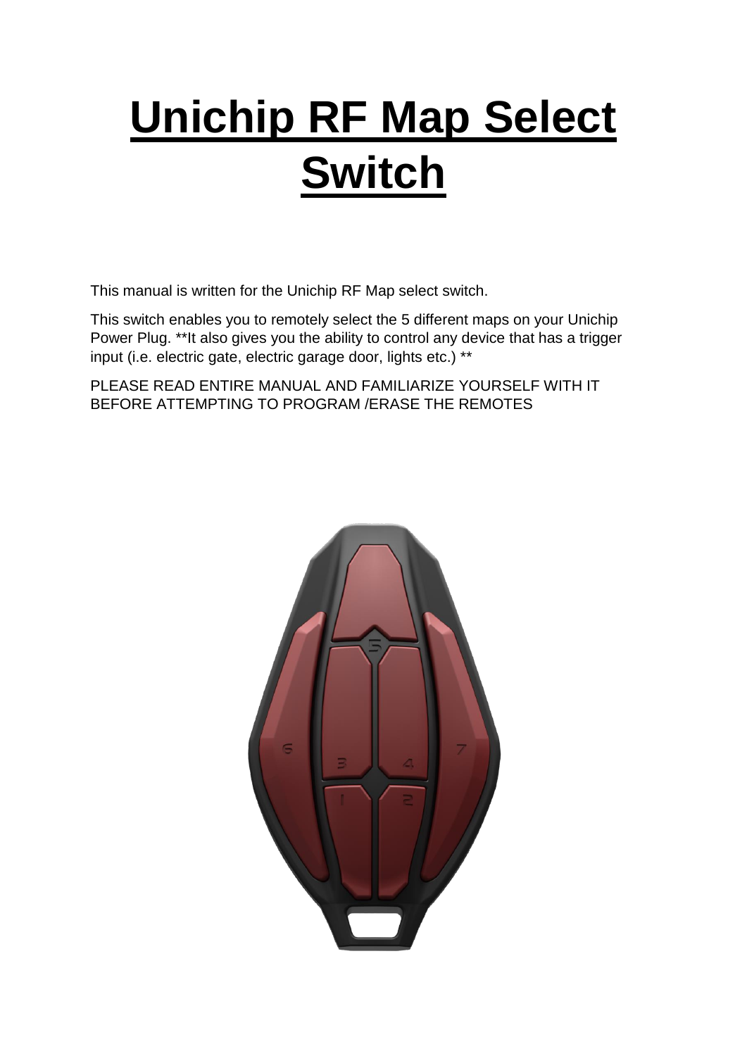# Unichip RF Map Select Switch

This manual is written for the Unichip RF Map select switch.

This switch enables you to remotely select the 5 different maps on your Unichip Power Plug. **It also gives you the ability to control any device that has a trigger input (i.e. electric gate, electric garage door, lights etc.) **

PLEASE READ ENTIRE MANUAL AND FAMILIARIZE YOURSELF WITH IT BEFORE ATTEMPTING TO PROGRAM /ERASE THE REMOTES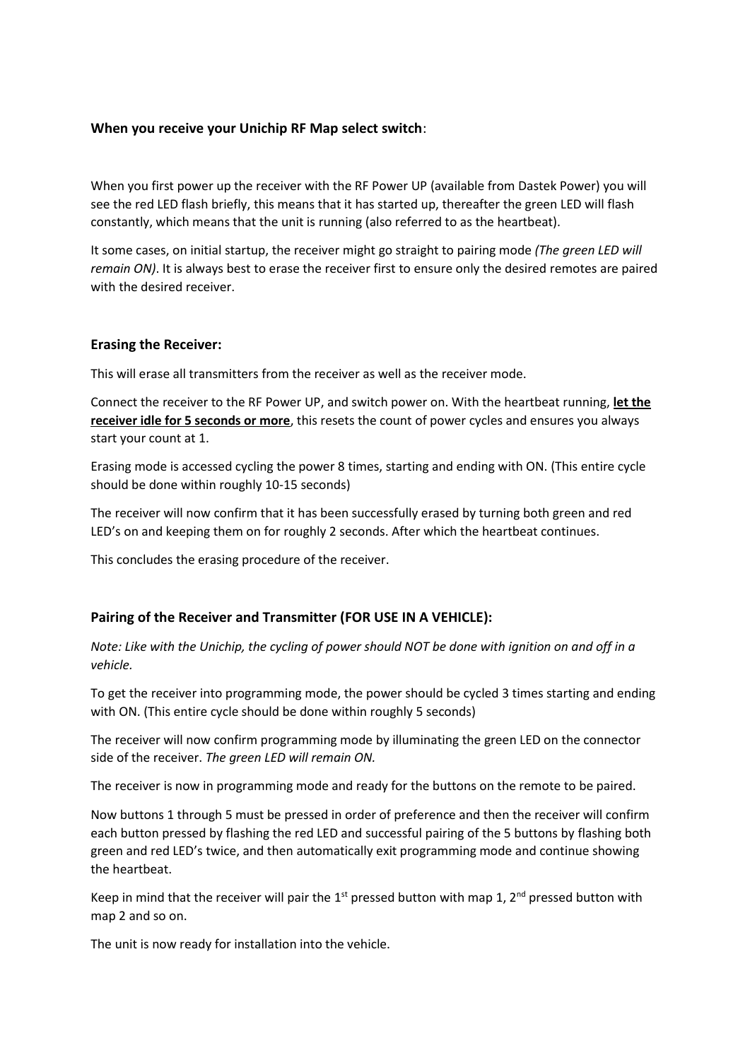**When you receive your Unichip RF Map select switch**:

When you first power up the receiver with the RF Power UP (available from Dastek Power) you will see the red LED flash briefly, this means that it has started up, thereafter the green LED will flash constantly, which means that the unit is running (also referred to as the heartbeat).

It some cases, on initial startup, the receiver might go straight to pairing mode *(The green LED will remain ON)*. It is always best to erase the receiver first to ensure only the desired remotes are paired with the desired receiver.

### Erasing the Receiver:

This will erase all transmitters from the receiver as well as the receiver mode.

Connect the receiver to the RF Power UP, and switch power on. With the heartbeat running, **<u>let the receiver idle for 5 seconds or more</u>**, this resets the count of power cycles and ensures you always start your count at 1.

Erasing mode is accessed cycling the power 8 times, starting and ending with ON. (This entire cycle should be done within roughly 10-15 seconds)

The receiver will now confirm that it has been successfully erased by turning both green and red LED's on and keeping them on for roughly 2 seconds. After which the heartbeat continues.

This concludes the erasing procedure of the receiver.

### Pairing of the Receiver and Transmitter (FOR USE IN A VEHICLE):

*Note: Like with the Unichip, the cycling of power should NOT be done with ignition on and off in a vehicle.*

To get the receiver into programming mode, the power should be cycled 3 times starting and ending with ON. (This entire cycle should be done within roughly 5 seconds)

The receiver will now confirm programming mode by illuminating the green LED on the connector side of the receiver. *The green LED will remain ON.*

The receiver is now in programming mode and ready for the buttons on the remote to be paired.

Now buttons 1 through 5 must be pressed in order of preference and then the receiver will confirm each button pressed by flashing the red LED and successful pairing of the 5 buttons by flashing both green and red LED's twice, and then automatically exit programming mode and continue showing the heartbeat.

Keep in mind that the receiver will pair the 1st pressed button with map 1, 2nd pressed button with map 2 and so on.

The unit is now ready for installation into the vehicle.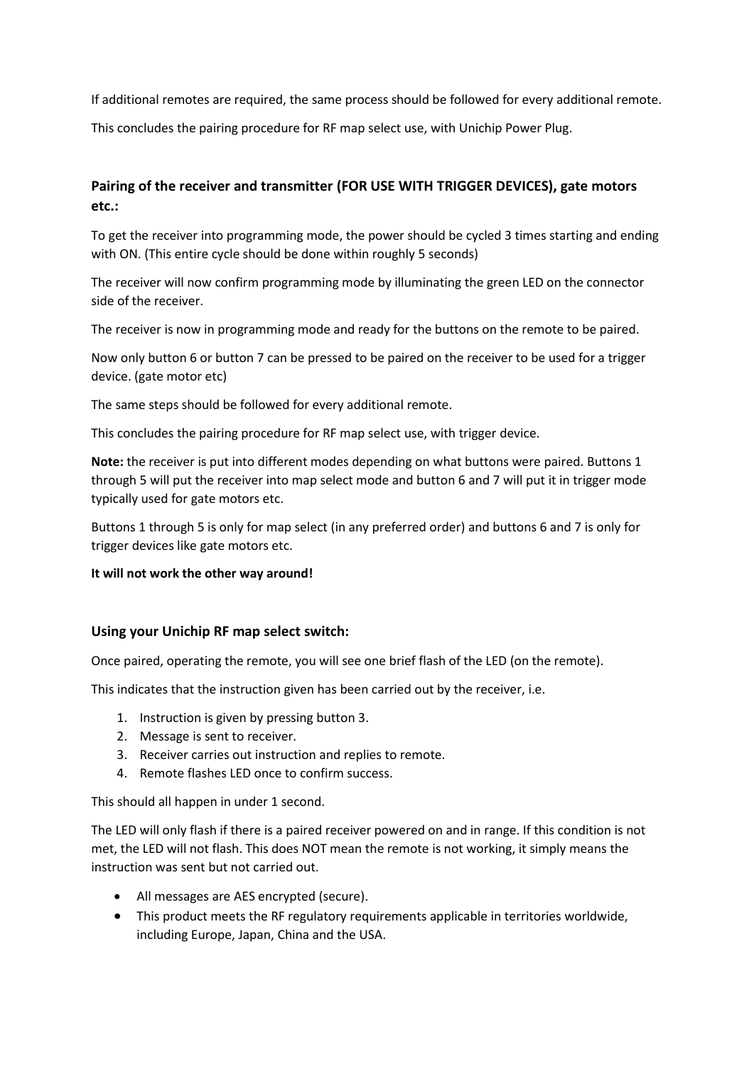If additional remotes are required, the same process should be followed for every additional remote.

This concludes the pairing procedure for RF map select use, with Unichip Power Plug.

### Pairing of the receiver and transmitter (FOR USE WITH TRIGGER DEVICES), gate motors etc.:

To get the receiver into programming mode, the power should be cycled 3 times starting and ending with ON. (This entire cycle should be done within roughly 5 seconds)

The receiver will now confirm programming mode by illuminating the green LED on the connector side of the receiver.

The receiver is now in programming mode and ready for the buttons on the remote to be paired.

Now only button 6 or button 7 can be pressed to be paired on the receiver to be used for a trigger device. (gate motor etc)

The same steps should be followed for every additional remote.

This concludes the pairing procedure for RF map select use, with trigger device.

**Note:** the receiver is put into different modes depending on what buttons were paired. Buttons 1 through 5 will put the receiver into map select mode and button 6 and 7 will put it in trigger mode typically used for gate motors etc.

Buttons 1 through 5 is only for map select (in any preferred order) and buttons 6 and 7 is only for trigger devices like gate motors etc.

**It will not work the other way around!**

### Using your Unichip RF map select switch:

Once paired, operating the remote, you will see one brief flash of the LED (on the remote).

This indicates that the instruction given has been carried out by the receiver, i.e.

1. Instruction is given by pressing button 3.
2. Message is sent to receiver.
3. Receiver carries out instruction and replies to remote.
4. Remote flashes LED once to confirm success.

This should all happen in under 1 second.

The LED will only flash if there is a paired receiver powered on and in range. If this condition is not met, the LED will not flash. This does NOT mean the remote is not working, it simply means the instruction was sent but not carried out.

- All messages are AES encrypted (secure).
- This product meets the RF regulatory requirements applicable in territories worldwide, including Europe, Japan, China and the USA.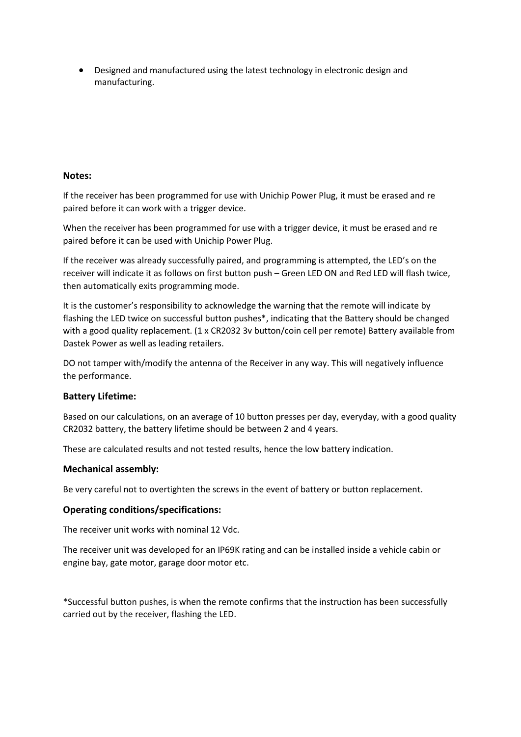- Designed and manufactured using the latest technology in electronic design and manufacturing.

**Notes:**

If the receiver has been programmed for use with Unichip Power Plug, it must be erased and re paired before it can work with a trigger device.

When the receiver has been programmed for use with a trigger device, it must be erased and re paired before it can be used with Unichip Power Plug.

If the receiver was already successfully paired, and programming is attempted, the LED's on the receiver will indicate it as follows on first button push – Green LED ON and Red LED will flash twice, then automatically exits programming mode.

It is the customer's responsibility to acknowledge the warning that the remote will indicate by flashing the LED twice on successful button pushes*, indicating that the Battery should be changed with a good quality replacement. (1 x CR2032 3v button/coin cell per remote) Battery available from Dastek Power as well as leading retailers.

DO not tamper with/modify the antenna of the Receiver in any way. This will negatively influence the performance.

### Battery Lifetime:

Based on our calculations, on an average of 10 button presses per day, everyday, with a good quality CR2032 battery, the battery lifetime should be between 2 and 4 years.

These are calculated results and not tested results, hence the low battery indication.

### Mechanical assembly:

Be very careful not to overtighten the screws in the event of battery or button replacement.

### Operating conditions/specifications:

The receiver unit works with nominal 12 Vdc.

The receiver unit was developed for an IP69K rating and can be installed inside a vehicle cabin or engine bay, gate motor, garage door motor etc.

*Successful button pushes, is when the remote confirms that the instruction has been successfully carried out by the receiver, flashing the LED.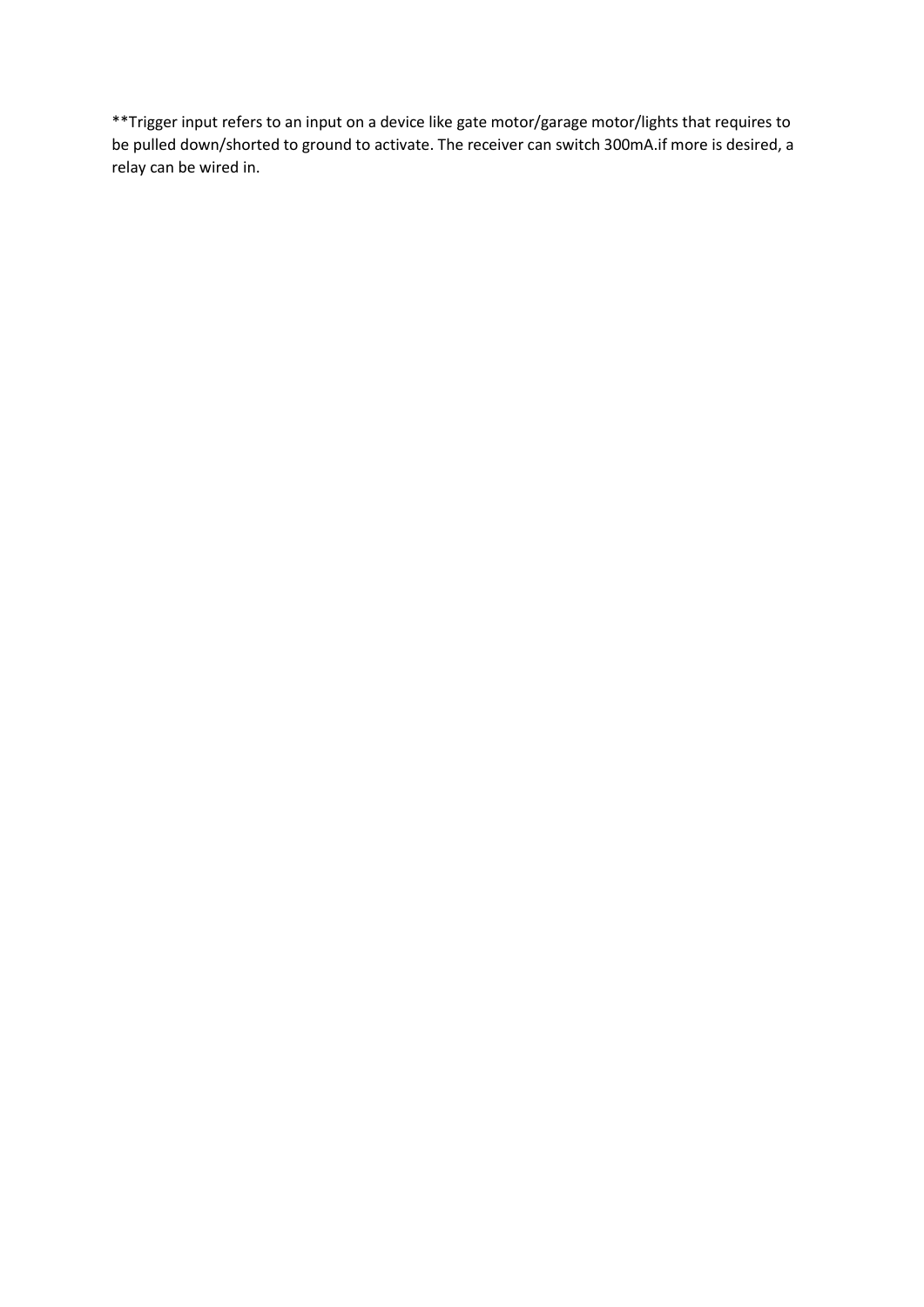**Trigger input refers to an input on a device like gate motor/garage motor/lights that requires to be pulled down/shorted to ground to activate. The receiver can switch 300mA.if more is desired, a relay can be wired in.